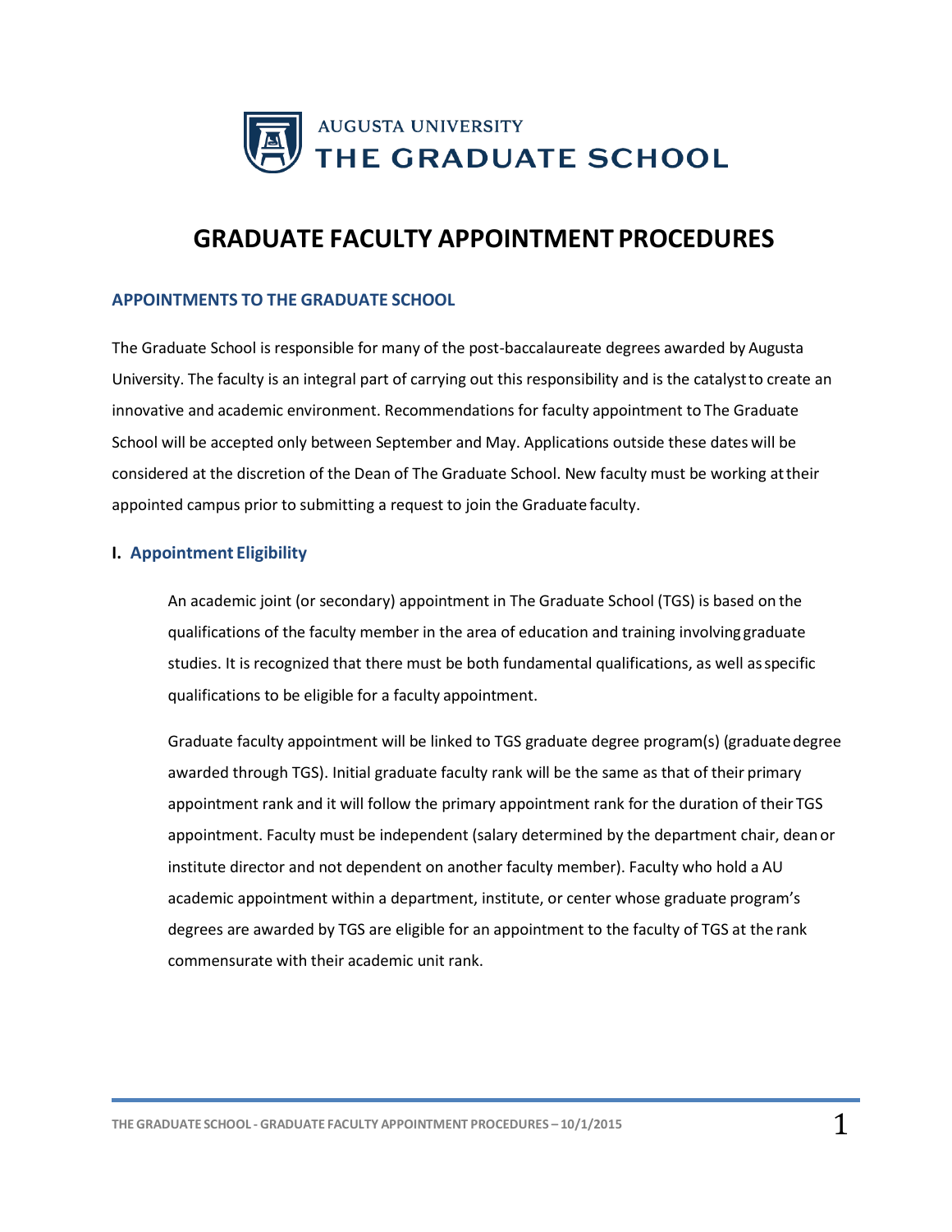AUGUSTA UNIVERSITY
THE GRADUATE SCHOOL

# GRADUATE FACULTY APPOINTMENT PROCEDURES

## APPOINTMENTS TO THE GRADUATE SCHOOL

The Graduate School is responsible for many of the post-baccalaureate degrees awarded by Augusta University. The faculty is an integral part of carrying out this responsibility and is the catalyst to create an innovative and academic environment. Recommendations for faculty appointment to The Graduate School will be accepted only between September and May. Applications outside these dates will be considered at the discretion of the Dean of The Graduate School. New faculty must be working at their appointed campus prior to submitting a request to join the Graduate faculty.

### I. Appointment Eligibility

An academic joint (or secondary) appointment in The Graduate School (TGS) is based on the qualifications of the faculty member in the area of education and training involving graduate studies. It is recognized that there must be both fundamental qualifications, as well as specific qualifications to be eligible for a faculty appointment.

Graduate faculty appointment will be linked to TGS graduate degree program(s) (graduate degree awarded through TGS). Initial graduate faculty rank will be the same as that of their primary appointment rank and it will follow the primary appointment rank for the duration of their TGS appointment. Faculty must be independent (salary determined by the department chair, dean or institute director and not dependent on another faculty member). Faculty who hold a AU academic appointment within a department, institute, or center whose graduate program's degrees are awarded by TGS are eligible for an appointment to the faculty of TGS at the rank commensurate with their academic unit rank.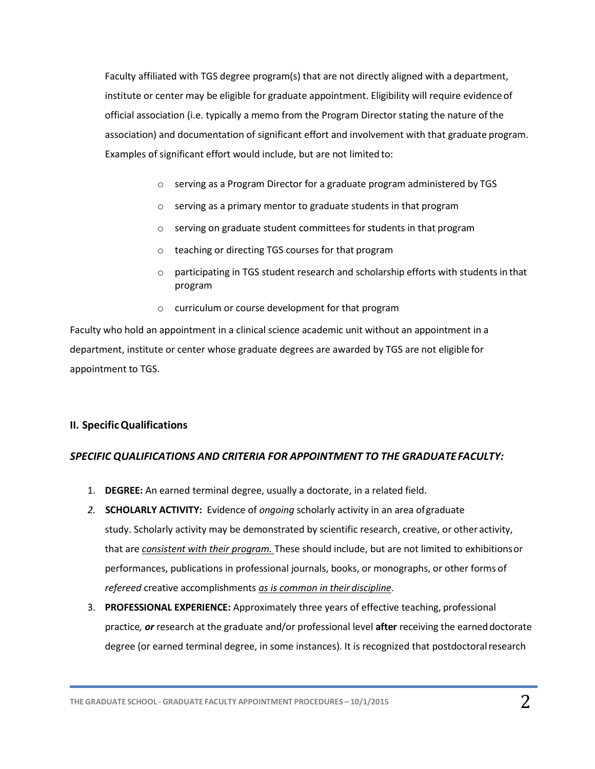Faculty affiliated with TGS degree program(s) that are not directly aligned with a department, institute or center may be eligible for graduate appointment. Eligibility will require evidence of official association (i.e. typically a memo from the Program Director stating the nature of the association) and documentation of significant effort and involvement with that graduate program. Examples of significant effort would include, but are not limited to:

- serving as a Program Director for a graduate program administered by TGS
- serving as a primary mentor to graduate students in that program
- serving on graduate student committees for students in that program
- teaching or directing TGS courses for that program
- participating in TGS student research and scholarship efforts with students in that program
- curriculum or course development for that program

Faculty who hold an appointment in a clinical science academic unit without an appointment in a department, institute or center whose graduate degrees are awarded by TGS are not eligible for appointment to TGS.

## II. Specific Qualifications

### *SPECIFIC QUALIFICATIONS AND CRITERIA FOR APPOINTMENT TO THE GRADUATE FACULTY:*

1. **DEGREE:** An earned terminal degree, usually a doctorate, in a related field.
2. **SCHOLARLY ACTIVITY:** Evidence of *ongoing* scholarly activity in an area of graduate study. Scholarly activity may be demonstrated by scientific research, creative, or other activity, that are <u>*consistent with their program.*</u> These should include, but are not limited to exhibitions or performances, publications in professional journals, books, or monographs, or other forms of *refereed* creative accomplishments <u>*as is common in their discipline*</u>.
3. **PROFESSIONAL EXPERIENCE:** Approximately three years of effective teaching, professional practice***, or*** research at the graduate and/or professional level **after** receiving the earned doctorate degree (or earned terminal degree, in some instances). It is recognized that postdoctoral research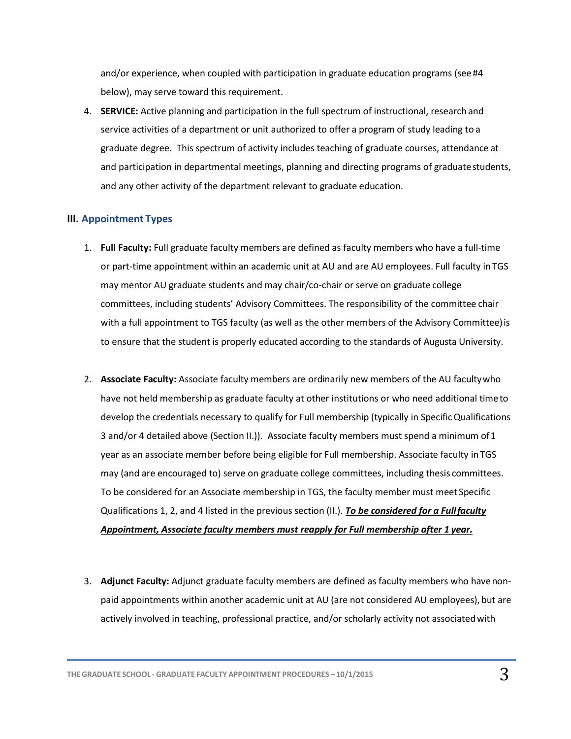and/or experience, when coupled with participation in graduate education programs (see #4 below), may serve toward this requirement.

4. **SERVICE:** Active planning and participation in the full spectrum of instructional, research and service activities of a department or unit authorized to offer a program of study leading to a graduate degree. This spectrum of activity includes teaching of graduate courses, attendance at and participation in departmental meetings, planning and directing programs of graduate students, and any other activity of the department relevant to graduate education.

### III. Appointment Types

1. **Full Faculty:** Full graduate faculty members are defined as faculty members who have a full-time or part-time appointment within an academic unit at AU and are AU employees. Full faculty in TGS may mentor AU graduate students and may chair/co-chair or serve on graduate college committees, including students' Advisory Committees. The responsibility of the committee chair with a full appointment to TGS faculty (as well as the other members of the Advisory Committee) is to ensure that the student is properly educated according to the standards of Augusta University.

2. **Associate Faculty:** Associate faculty members are ordinarily new members of the AU faculty who have not held membership as graduate faculty at other institutions or who need additional time to develop the credentials necessary to qualify for Full membership (typically in Specific Qualifications 3 and/or 4 detailed above (Section II.)). Associate faculty members must spend a minimum of 1 year as an associate member before being eligible for Full membership. Associate faculty in TGS may (and are encouraged to) serve on graduate college committees, including thesis committees. To be considered for an Associate membership in TGS, the faculty member must meet Specific Qualifications 1, 2, and 4 listed in the previous section (II.). ***<u>To be considered for a Full faculty Appointment, Associate faculty members must reapply for Full membership after 1 year.</u>***

3. **Adjunct Faculty:** Adjunct graduate faculty members are defined as faculty members who have non-paid appointments within another academic unit at AU (are not considered AU employees), but are actively involved in teaching, professional practice, and/or scholarly activity not associated with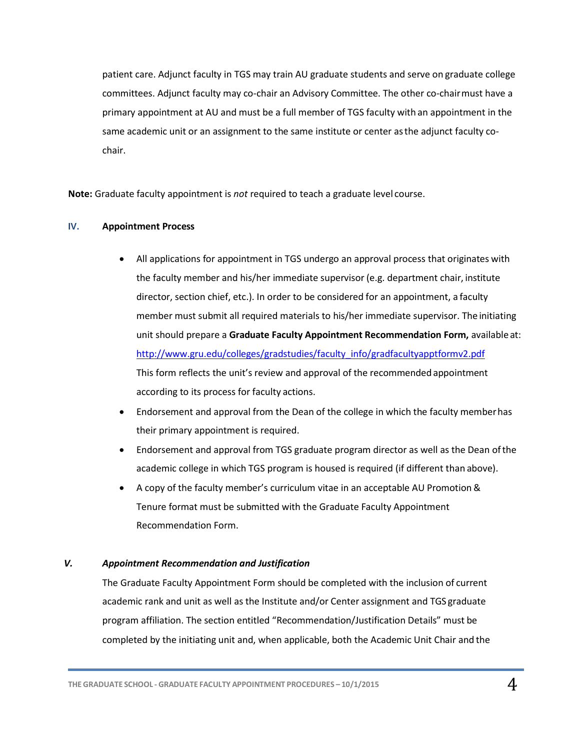patient care. Adjunct faculty in TGS may train AU graduate students and serve on graduate college committees. Adjunct faculty may co-chair an Advisory Committee. The other co-chair must have a primary appointment at AU and must be a full member of TGS faculty with an appointment in the same academic unit or an assignment to the same institute or center as the adjunct faculty co-chair.

**Note:** Graduate faculty appointment is *not* required to teach a graduate level course.

## IV. Appointment Process

- All applications for appointment in TGS undergo an approval process that originates with the faculty member and his/her immediate supervisor (e.g. department chair, institute director, section chief, etc.). In order to be considered for an appointment, a faculty member must submit all required materials to his/her immediate supervisor. The initiating unit should prepare a **Graduate Faculty Appointment Recommendation Form,** available at: [http://www.gru.edu/colleges/gradstudies/faculty_info/gradfacultyapptformv2.pdf](http://www.gru.edu/colleges/gradstudies/faculty_info/gradfacultyapptformv2.pdf) This form reflects the unit's review and approval of the recommended appointment according to its process for faculty actions.
- Endorsement and approval from the Dean of the college in which the faculty member has their primary appointment is required.
- Endorsement and approval from TGS graduate program director as well as the Dean of the academic college in which TGS program is housed is required (if different than above).
- A copy of the faculty member's curriculum vitae in an acceptable AU Promotion & Tenure format must be submitted with the Graduate Faculty Appointment Recommendation Form.

## *V. Appointment Recommendation and Justification*

The Graduate Faculty Appointment Form should be completed with the inclusion of current academic rank and unit as well as the Institute and/or Center assignment and TGS graduate program affiliation. The section entitled "Recommendation/Justification Details" must be completed by the initiating unit and, when applicable, both the Academic Unit Chair and the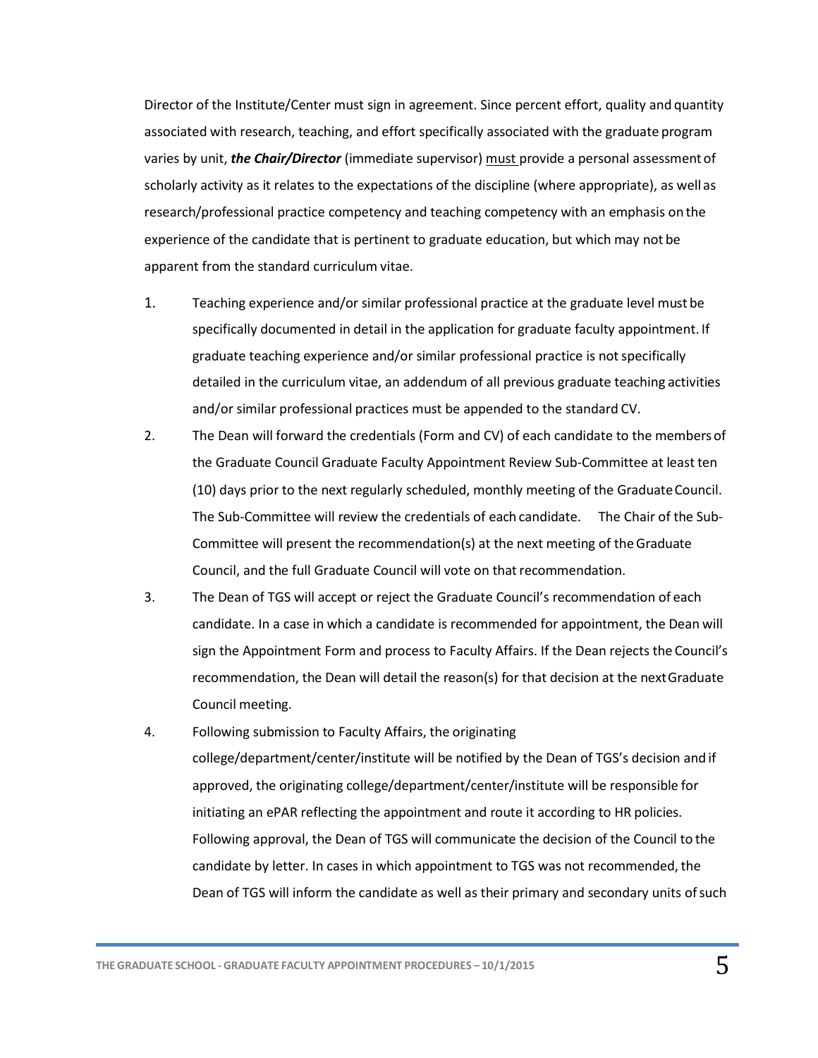Director of the Institute/Center must sign in agreement. Since percent effort, quality and quantity associated with research, teaching, and effort specifically associated with the graduate program varies by unit, ***the Chair/Director*** (immediate supervisor) <u>must</u> provide a personal assessment of scholarly activity as it relates to the expectations of the discipline (where appropriate), as well as research/professional practice competency and teaching competency with an emphasis on the experience of the candidate that is pertinent to graduate education, but which may not be apparent from the standard curriculum vitae.

1. Teaching experience and/or similar professional practice at the graduate level must be specifically documented in detail in the application for graduate faculty appointment. If graduate teaching experience and/or similar professional practice is not specifically detailed in the curriculum vitae, an addendum of all previous graduate teaching activities and/or similar professional practices must be appended to the standard CV.
2. The Dean will forward the credentials (Form and CV) of each candidate to the members of the Graduate Council Graduate Faculty Appointment Review Sub-Committee at least ten (10) days prior to the next regularly scheduled, monthly meeting of the Graduate Council. The Sub-Committee will review the credentials of each candidate. The Chair of the Sub-Committee will present the recommendation(s) at the next meeting of the Graduate Council, and the full Graduate Council will vote on that recommendation.
3. The Dean of TGS will accept or reject the Graduate Council's recommendation of each candidate. In a case in which a candidate is recommended for appointment, the Dean will sign the Appointment Form and process to Faculty Affairs. If the Dean rejects the Council's recommendation, the Dean will detail the reason(s) for that decision at the next Graduate Council meeting.
4. Following submission to Faculty Affairs, the originating college/department/center/institute will be notified by the Dean of TGS's decision and if approved, the originating college/department/center/institute will be responsible for initiating an ePAR reflecting the appointment and route it according to HR policies. Following approval, the Dean of TGS will communicate the decision of the Council to the candidate by letter. In cases in which appointment to TGS was not recommended, the Dean of TGS will inform the candidate as well as their primary and secondary units of such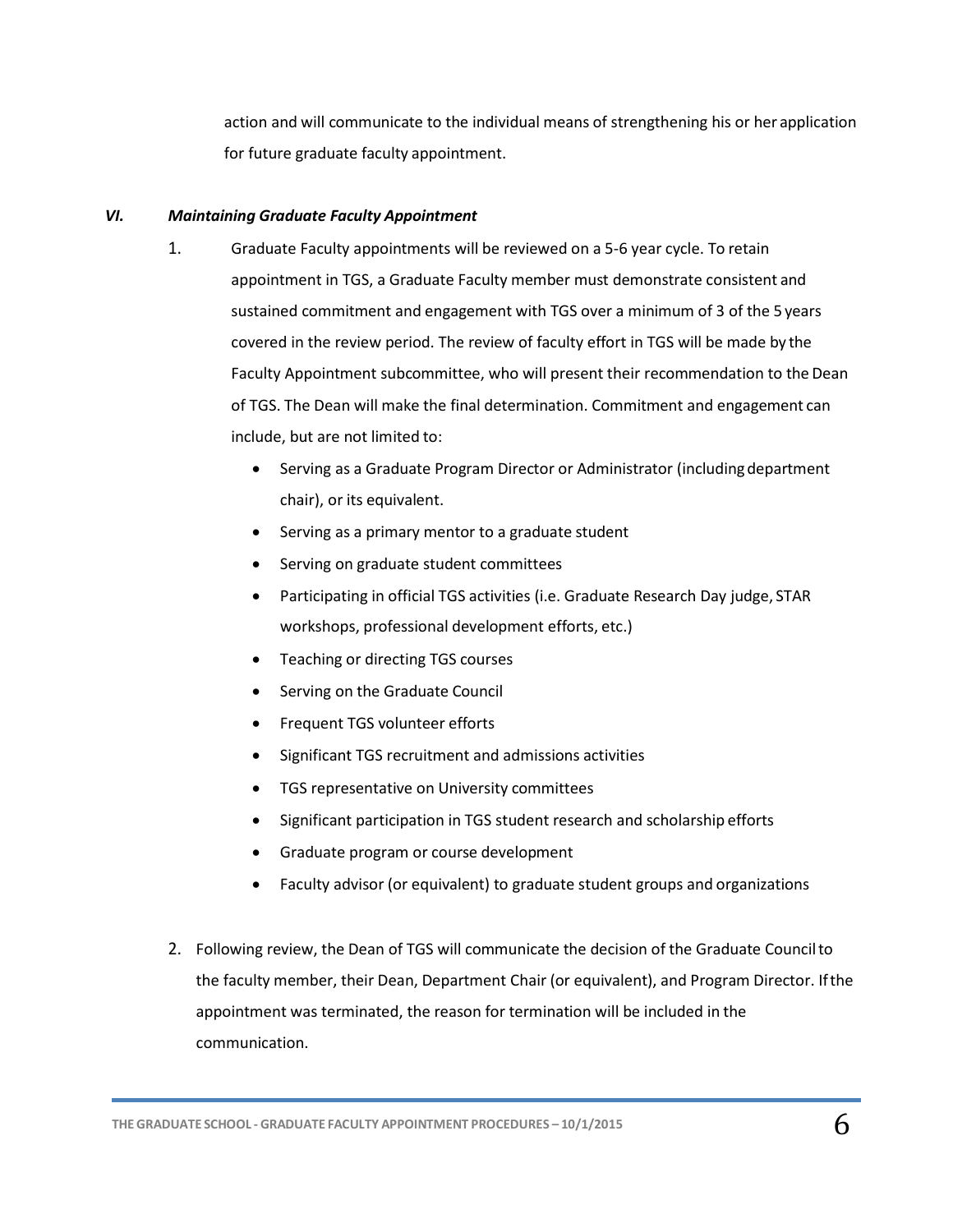action and will communicate to the individual means of strengthening his or her application for future graduate faculty appointment.

### *VI. Maintaining Graduate Faculty Appointment*

1. Graduate Faculty appointments will be reviewed on a 5-6 year cycle. To retain appointment in TGS, a Graduate Faculty member must demonstrate consistent and sustained commitment and engagement with TGS over a minimum of 3 of the 5 years covered in the review period. The review of faculty effort in TGS will be made by the Faculty Appointment subcommittee, who will present their recommendation to the Dean of TGS. The Dean will make the final determination. Commitment and engagement can include, but are not limited to:
   - Serving as a Graduate Program Director or Administrator (including department chair), or its equivalent.
   - Serving as a primary mentor to a graduate student
   - Serving on graduate student committees
   - Participating in official TGS activities (i.e. Graduate Research Day judge, STAR workshops, professional development efforts, etc.)
   - Teaching or directing TGS courses
   - Serving on the Graduate Council
   - Frequent TGS volunteer efforts
   - Significant TGS recruitment and admissions activities
   - TGS representative on University committees
   - Significant participation in TGS student research and scholarship efforts
   - Graduate program or course development
   - Faculty advisor (or equivalent) to graduate student groups and organizations

2. Following review, the Dean of TGS will communicate the decision of the Graduate Council to the faculty member, their Dean, Department Chair (or equivalent), and Program Director. If the appointment was terminated, the reason for termination will be included in the communication.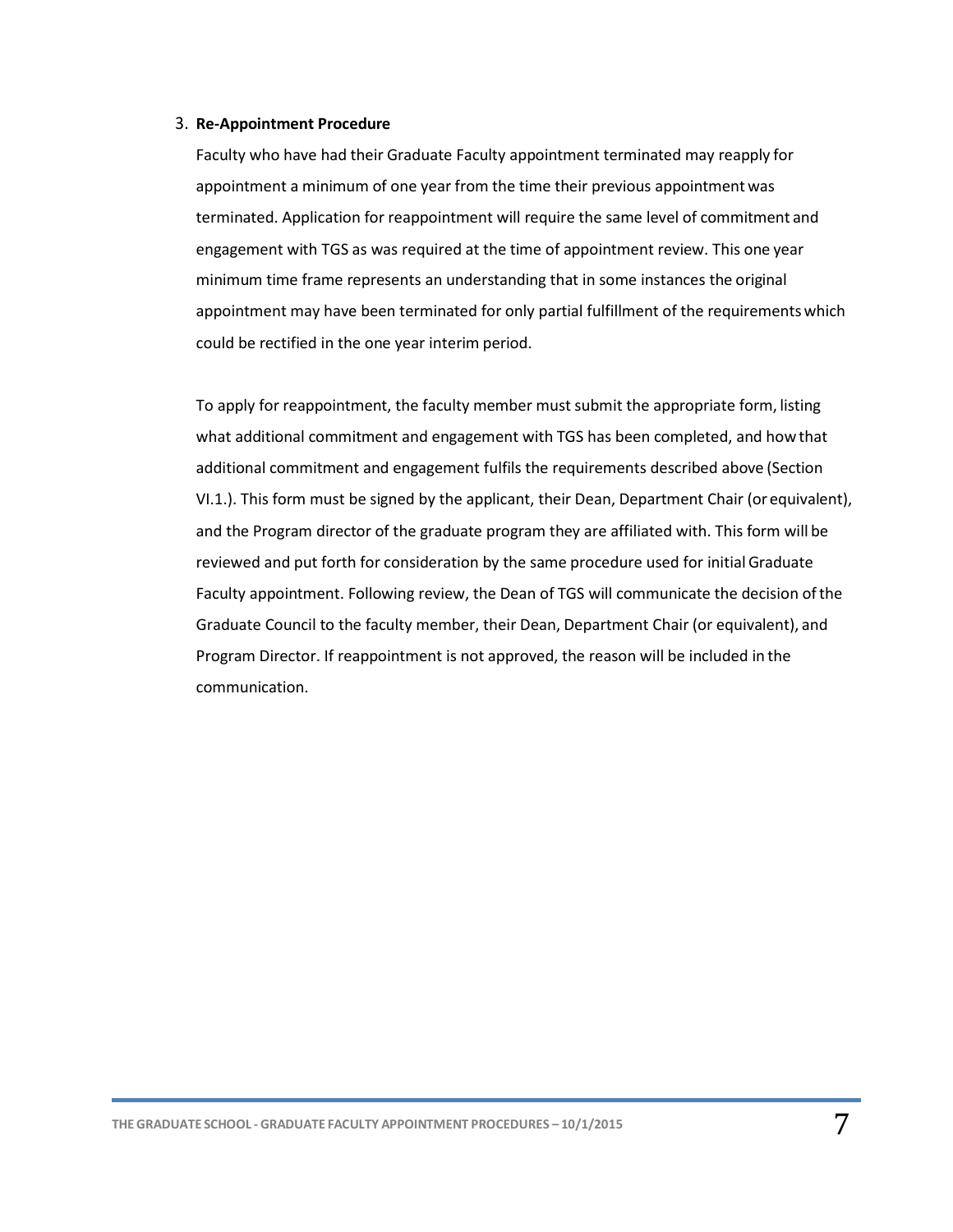3. **Re-Appointment Procedure**

   Faculty who have had their Graduate Faculty appointment terminated may reapply for appointment a minimum of one year from the time their previous appointment was terminated. Application for reappointment will require the same level of commitment and engagement with TGS as was required at the time of appointment review. This one year minimum time frame represents an understanding that in some instances the original appointment may have been terminated for only partial fulfillment of the requirements which could be rectified in the one year interim period.

   To apply for reappointment, the faculty member must submit the appropriate form, listing what additional commitment and engagement with TGS has been completed, and how that additional commitment and engagement fulfils the requirements described above (Section VI.1.). This form must be signed by the applicant, their Dean, Department Chair (or equivalent), and the Program director of the graduate program they are affiliated with. This form will be reviewed and put forth for consideration by the same procedure used for initial Graduate Faculty appointment. Following review, the Dean of TGS will communicate the decision of the Graduate Council to the faculty member, their Dean, Department Chair (or equivalent), and Program Director. If reappointment is not approved, the reason will be included in the communication.